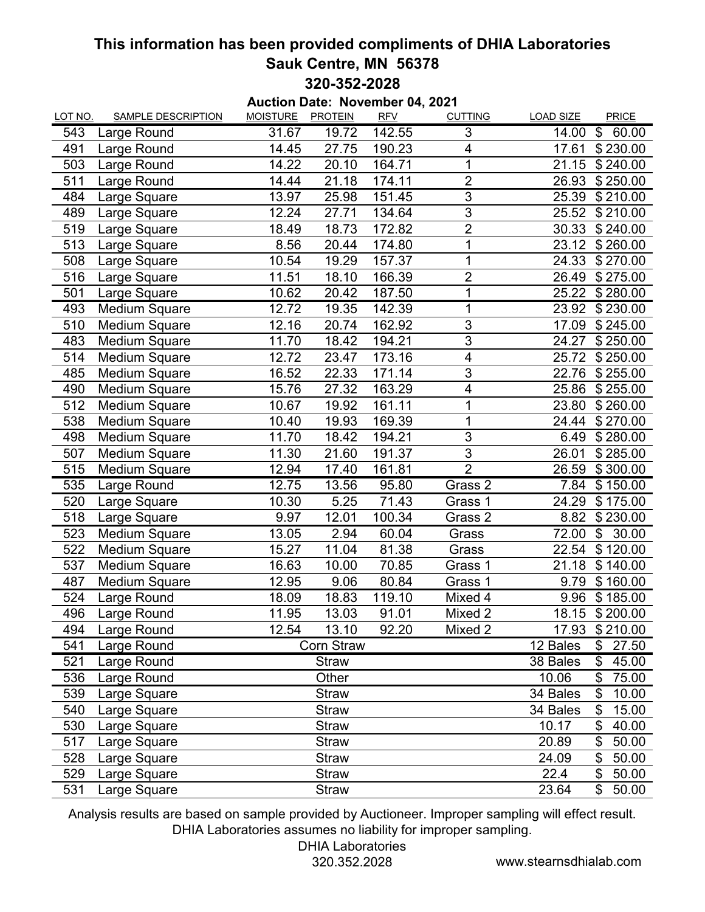## This information has been provided compliments of DHIA Laboratories
## Sauk Centre, MN 56378
## 320-352-2028

**Auction Date: November 04, 2021**

| LOT NO. | SAMPLE DESCRIPTION | MOISTURE | PROTEIN | RFV | CUTTING | LOAD SIZE | PRICE |
|---|---|---|---|---|---|---|---|
| 543 | Large Round | 31.67 | 19.72 | 142.55 | 3 | 14.00 | $ 60.00 |
| 491 | Large Round | 14.45 | 27.75 | 190.23 | 4 | 17.61 | $ 230.00 |
| 503 | Large Round | 14.22 | 20.10 | 164.71 | 1 | 21.15 | $ 240.00 |
| 511 | Large Round | 14.44 | 21.18 | 174.11 | 2 | 26.93 | $ 250.00 |
| 484 | Large Square | 13.97 | 25.98 | 151.45 | 3 | 25.39 | $ 210.00 |
| 489 | Large Square | 12.24 | 27.71 | 134.64 | 3 | 25.52 | $ 210.00 |
| 519 | Large Square | 18.49 | 18.73 | 172.82 | 2 | 30.33 | $ 240.00 |
| 513 | Large Square | 8.56 | 20.44 | 174.80 | 1 | 23.12 | $ 260.00 |
| 508 | Large Square | 10.54 | 19.29 | 157.37 | 1 | 24.33 | $ 270.00 |
| 516 | Large Square | 11.51 | 18.10 | 166.39 | 2 | 26.49 | $ 275.00 |
| 501 | Large Square | 10.62 | 20.42 | 187.50 | 1 | 25.22 | $ 280.00 |
| 493 | Medium Square | 12.72 | 19.35 | 142.39 | 1 | 23.92 | $ 230.00 |
| 510 | Medium Square | 12.16 | 20.74 | 162.92 | 3 | 17.09 | $ 245.00 |
| 483 | Medium Square | 11.70 | 18.42 | 194.21 | 3 | 24.27 | $ 250.00 |
| 514 | Medium Square | 12.72 | 23.47 | 173.16 | 4 | 25.72 | $ 250.00 |
| 485 | Medium Square | 16.52 | 22.33 | 171.14 | 3 | 22.76 | $ 255.00 |
| 490 | Medium Square | 15.76 | 27.32 | 163.29 | 4 | 25.86 | $ 255.00 |
| 512 | Medium Square | 10.67 | 19.92 | 161.11 | 1 | 23.80 | $ 260.00 |
| 538 | Medium Square | 10.40 | 19.93 | 169.39 | 1 | 24.44 | $ 270.00 |
| 498 | Medium Square | 11.70 | 18.42 | 194.21 | 3 | 6.49 | $ 280.00 |
| 507 | Medium Square | 11.30 | 21.60 | 191.37 | 3 | 26.01 | $ 285.00 |
| 515 | Medium Square | 12.94 | 17.40 | 161.81 | 2 | 26.59 | $ 300.00 |
| 535 | Large Round | 12.75 | 13.56 | 95.80 | Grass 2 | 7.84 | $ 150.00 |
| 520 | Large Square | 10.30 | 5.25 | 71.43 | Grass 1 | 24.29 | $ 175.00 |
| 518 | Large Square | 9.97 | 12.01 | 100.34 | Grass 2 | 8.82 | $ 230.00 |
| 523 | Medium Square | 13.05 | 2.94 | 60.04 | Grass | 72.00 | $ 30.00 |
| 522 | Medium Square | 15.27 | 11.04 | 81.38 | Grass | 22.54 | $ 120.00 |
| 537 | Medium Square | 16.63 | 10.00 | 70.85 | Grass 1 | 21.18 | $ 140.00 |
| 487 | Medium Square | 12.95 | 9.06 | 80.84 | Grass 1 | 9.79 | $ 160.00 |
| 524 | Large Round | 18.09 | 18.83 | 119.10 | Mixed 4 | 9.96 | $ 185.00 |
| 496 | Large Round | 11.95 | 13.03 | 91.01 | Mixed 2 | 18.15 | $ 200.00 |
| 494 | Large Round | 12.54 | 13.10 | 92.20 | Mixed 2 | 17.93 | $ 210.00 |
| 541 | Large Round | | Corn Straw | | | 12 Bales | $ 27.50 |
| 521 | Large Round | | Straw | | | 38 Bales | $ 45.00 |
| 536 | Large Round | | Other | | | 10.06 | $ 75.00 |
| 539 | Large Square | | Straw | | | 34 Bales | $ 10.00 |
| 540 | Large Square | | Straw | | | 34 Bales | $ 15.00 |
| 530 | Large Square | | Straw | | | 10.17 | $ 40.00 |
| 517 | Large Square | | Straw | | | 20.89 | $ 50.00 |
| 528 | Large Square | | Straw | | | 24.09 | $ 50.00 |
| 529 | Large Square | | Straw | | | 22.4 | $ 50.00 |
| 531 | Large Square | | Straw | | | 23.64 | $ 50.00 |

Analysis results are based on sample provided by Auctioneer. Improper sampling will effect result. DHIA Laboratories assumes no liability for improper sampling.

DHIA Laboratories
320.352.2028

www.stearnsdhialab.com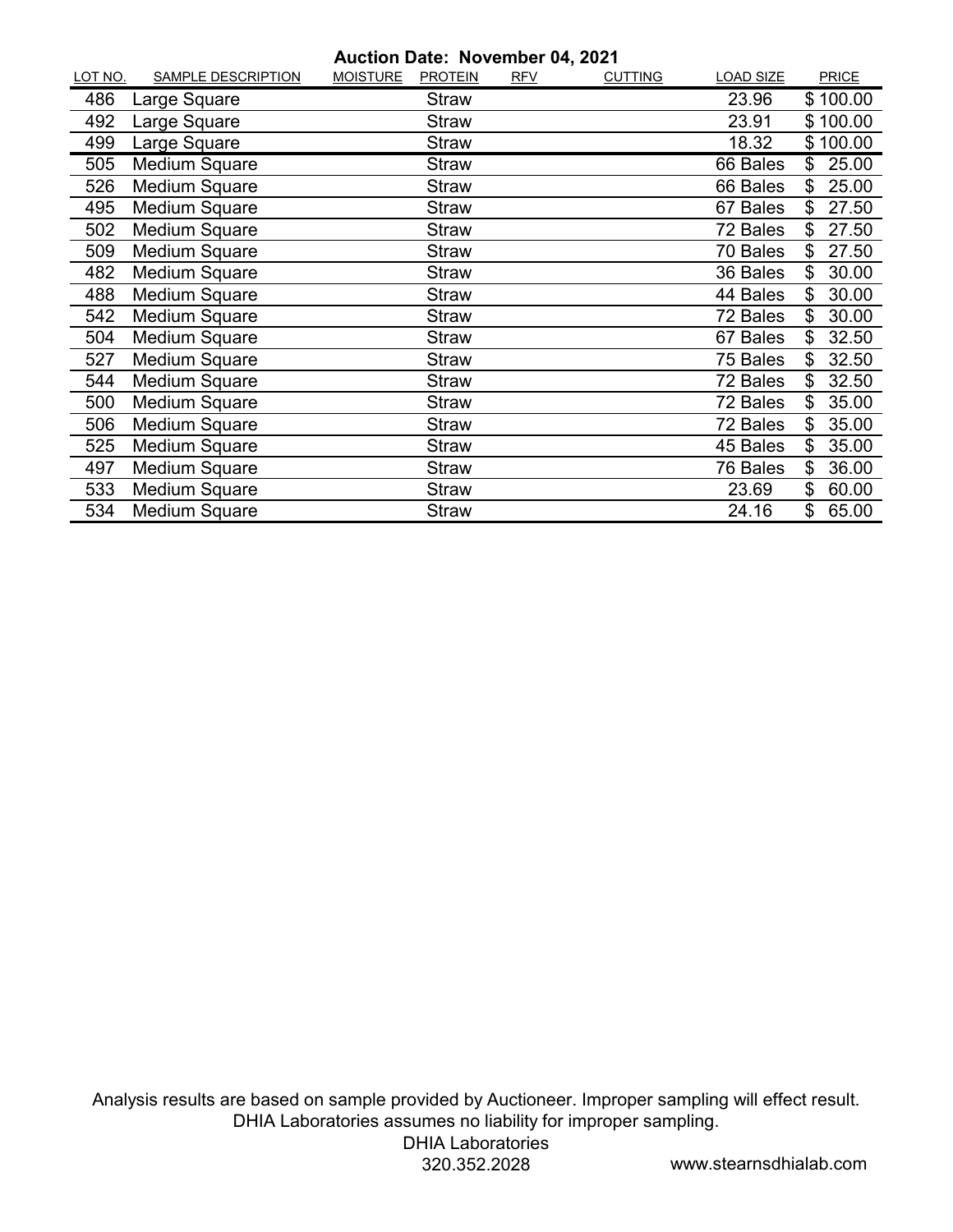**Auction Date: November 04, 2021**

| LOT NO. | SAMPLE DESCRIPTION | MOISTURE | PROTEIN | RFV | CUTTING | LOAD SIZE | PRICE |
|---|---|---|---|---|---|---|---|
| 486 | Large Square | | Straw | | | 23.96 | $ 100.00 |
| 492 | Large Square | | Straw | | | 23.91 | $ 100.00 |
| 499 | Large Square | | Straw | | | 18.32 | $ 100.00 |
| 505 | Medium Square | | Straw | | | 66 Bales | $ 25.00 |
| 526 | Medium Square | | Straw | | | 66 Bales | $ 25.00 |
| 495 | Medium Square | | Straw | | | 67 Bales | $ 27.50 |
| 502 | Medium Square | | Straw | | | 72 Bales | $ 27.50 |
| 509 | Medium Square | | Straw | | | 70 Bales | $ 27.50 |
| 482 | Medium Square | | Straw | | | 36 Bales | $ 30.00 |
| 488 | Medium Square | | Straw | | | 44 Bales | $ 30.00 |
| 542 | Medium Square | | Straw | | | 72 Bales | $ 30.00 |
| 504 | Medium Square | | Straw | | | 67 Bales | $ 32.50 |
| 527 | Medium Square | | Straw | | | 75 Bales | $ 32.50 |
| 544 | Medium Square | | Straw | | | 72 Bales | $ 32.50 |
| 500 | Medium Square | | Straw | | | 72 Bales | $ 35.00 |
| 506 | Medium Square | | Straw | | | 72 Bales | $ 35.00 |
| 525 | Medium Square | | Straw | | | 45 Bales | $ 35.00 |
| 497 | Medium Square | | Straw | | | 76 Bales | $ 36.00 |
| 533 | Medium Square | | Straw | | | 23.69 | $ 60.00 |
| 534 | Medium Square | | Straw | | | 24.16 | $ 65.00 |

Analysis results are based on sample provided by Auctioneer. Improper sampling will effect result.
DHIA Laboratories assumes no liability for improper sampling.

DHIA Laboratories
320.352.2028 www.stearnsdhialab.com